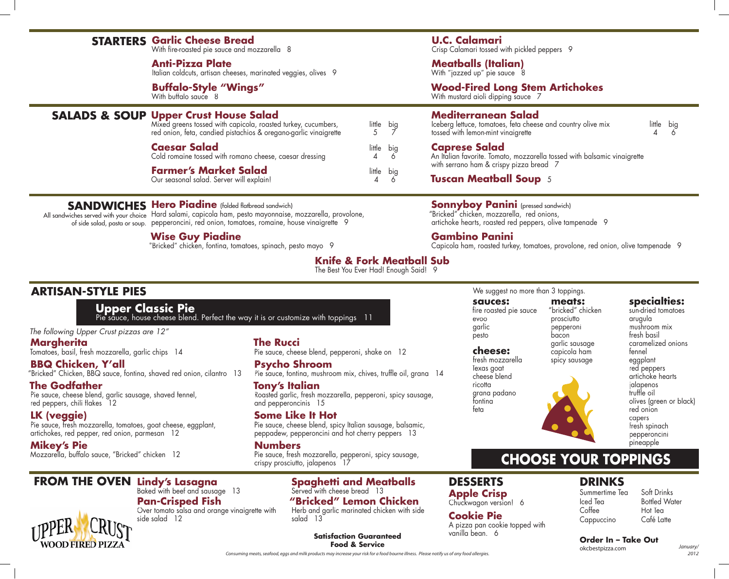## STARTERS

**Garlic Cheese Bread**
With fire-roasted pie sauce and mozzarella 8

**Anti-Pizza Plate**
Italian coldcuts, artisan cheeses, marinated veggies, olives 9

**Buffalo-Style "Wings"**
With buffalo sauce 8

**U.C. Calamari**
Crisp Calamari tossed with pickled peppers 9

**Meatballs (Italian)**
With "jazzed up" pie sauce 8

**Wood-Fired Long Stem Artichokes**
With mustard aioli dipping sauce 7

## SALADS & SOUP

**Upper Crust House Salad**
Mixed greens tossed with capicola, roasted turkey, cucumbers, red onion, feta, candied pistachios & oregano-garlic vinaigrette — little 5, big 7

**Caesar Salad**
Cold romaine tossed with romano cheese, caesar dressing — little 4, big 6

**Farmer's Market Salad**
Our seasonal salad. Server will explain! — little 4, big 6

**Mediterranean Salad**
Iceberg lettuce, tomatoes, feta cheese and country olive mix tossed with lemon-mint vinaigrette — little 4, big 6

**Caprese Salad**
An Italian favorite. Tomato, mozzarella tossed with balsamic vinaigrette with serrano ham & crispy pizza bread 7

**Tuscan Meatball Soup** 5

## SANDWICHES

All sandwiches served with your choice of side salad, pasta or soup.

**Hero Piadine** (folded flatbread sandwich)
Hard salami, capicola ham, pesto mayonnaise, mozzarella, provolone, pepperoncini, red onion, tomatoes, romaine, house vinaigrette 9

**Wise Guy Piadine**
"Bricked" chicken, fontina, tomatoes, spinach, pesto mayo 9

**Sonnyboy Panini** (pressed sandwich)
"Bricked" chicken, mozzarella, red onions, artichoke hearts, roasted red peppers, olive tampenade 9

**Gambino Panini**
Capicola ham, roasted turkey, tomatoes, provolone, red onion, olive tampenade 9

**Knife & Fork Meatball Sub**
The Best You Ever Had! Enough Said! 9

## ARTISAN-STYLE PIES

**Upper Classic Pie**
Pie sauce, house cheese blend. Perfect the way it is or customize with toppings 11

*The following Upper Crust pizzas are 12"*

**Margherita**
Tomatoes, basil, fresh mozzarella, garlic chips 14

**BBQ Chicken, Y'all**
"Bricked" Chicken, BBQ sauce, fontina, shaved red onion, cilantro 13

**The Godfather**
Pie sauce, cheese blend, garlic sausage, shaved fennel, red peppers, chili flakes 12

**LK (veggie)**
Pie sauce, fresh mozzarella, tomatoes, goat cheese, eggplant, artichokes, red pepper, red onion, parmesan 12

**Mikey's Pie**
Mozzarella, buffalo sauce, "Bricked" chicken 12

**The Rucci**
Pie sauce, cheese blend, pepperoni, shake on 12

**Psycho Shroom**
Pie sauce, fontina, mushroom mix, chives, truffle oil, grana 14

**Tony's Italian**
Roasted garlic, fresh mozzarella, pepperoni, spicy sausage, and pepperoncinis 15

**Some Like It Hot**
Pie sauce, cheese blend, spicy Italian sausage, balsamic, peppadew, pepperoncini and hot cherry peppers 13

**Numbers**
Pie sauce, fresh mozzarella, pepperoni, spicy sausage, crispy prosciutto, jalapenos 17

### CHOOSE YOUR TOPPINGS

We suggest no more than 3 toppings.

**sauces:**
fire roasted pie sauce
evoo
garlic
pesto

**cheese:**
fresh mozzarella
Texas goat
cheese blend
ricotta
grana padano
fontina
feta

**meats:**
"bricked" chicken
prosciutto
pepperoni
bacon
garlic sausage
capicola ham
spicy sausage

**specialties:**
sun-dried tomatoes
arugula
mushroom mix
fresh basil
caramelized onions
fennel
eggplant
red peppers
artichoke hearts
jalapenos
truffle oil
olives (green or black)
red onion
capers
fresh spinach
pepperoncini
pineapple

## FROM THE OVEN

**Lindy's Lasagna**
Baked with beef and sausage 13

**Pan-Crisped Fish**
Over tomato salsa and orange vinaigrette with side salad 12

**Spaghetti and Meatballs**
Served with cheese bread 13

**"Bricked" Lemon Chicken**
Herb and garlic marinated chicken with side salad 13

## DESSERTS

**Apple Crisp**
Chuckwagon version! 6

**Cookie Pie**
A pizza pan cookie topped with vanilla bean. 6

## DRINKS

Summertime Tea
Iced Tea
Coffee
Cappuccino
Soft Drinks
Bottled Water
Hot Tea
Café Latte

**Order In – Take Out**
okcbestpizza.com

UPPER CRUST WOOD FIRED PIZZA

**Satisfaction Guaranteed**
**Food & Service**

*Consuming meats, seafood, eggs and milk products may increase your risk for a food bourne illness. Please notify us of any food allergies.*

*January/ 2012*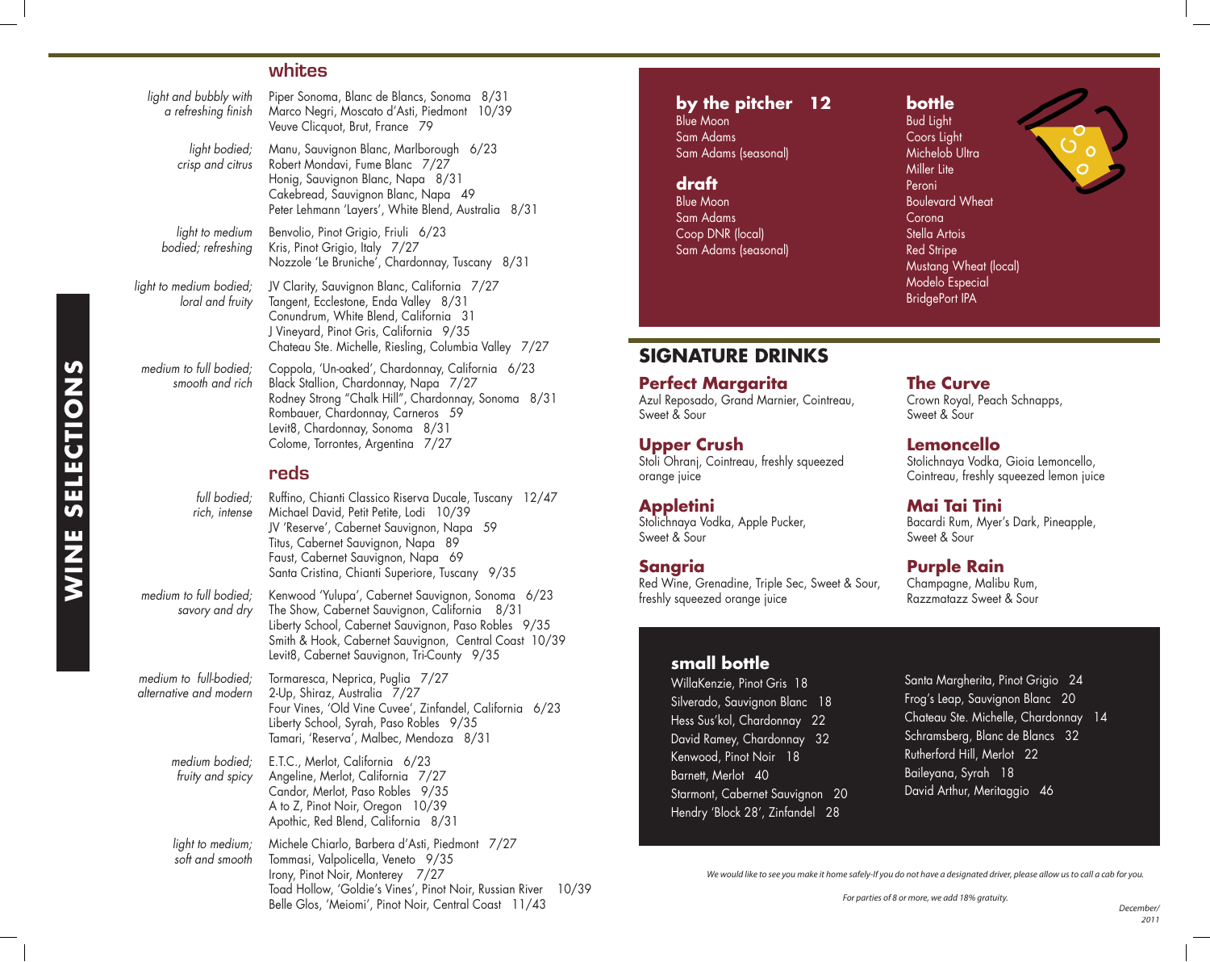# WINE SELECTIONS

## whites

*light and bubbly with a refreshing finish*
Piper Sonoma, Blanc de Blancs, Sonoma 8/31
Marco Negri, Moscato d'Asti, Piedmont 10/39
Veuve Clicquot, Brut, France 79

*light bodied; crisp and citrus*
Manu, Sauvignon Blanc, Marlborough 6/23
Robert Mondavi, Fume Blanc 7/27
Honig, Sauvignon Blanc, Napa 8/31
Cakebread, Sauvignon Blanc, Napa 49
Peter Lehmann 'Layers', White Blend, Australia 8/31

*light to medium bodied; refreshing*
Benvolio, Pinot Grigio, Friuli 6/23
Kris, Pinot Grigio, Italy 7/27
Nozzole 'Le Bruniche', Chardonnay, Tuscany 8/31

*light to medium bodied; loral and fruity*
JV Clarity, Sauvignon Blanc, California 7/27
Tangent, Ecclestone, Enda Valley 8/31
Conundrum, White Blend, California 31
J Vineyard, Pinot Gris, California 9/35
Chateau Ste. Michelle, Riesling, Columbia Valley 7/27

*medium to full bodied; smooth and rich*
Coppola, 'Un-oaked', Chardonnay, California 6/23
Black Stallion, Chardonnay, Napa 7/27
Rodney Strong "Chalk Hill", Chardonnay, Sonoma 8/31
Rombauer, Chardonnay, Carneros 59
Levit8, Chardonnay, Sonoma 8/31
Colome, Torrontes, Argentina 7/27

## reds

*full bodied; rich, intense*
Ruffino, Chianti Classico Riserva Ducale, Tuscany 12/47
Michael David, Petit Petite, Lodi 10/39
JV 'Reserve', Cabernet Sauvignon, Napa 59
Titus, Cabernet Sauvignon, Napa 89
Faust, Cabernet Sauvignon, Napa 69
Santa Cristina, Chianti Superiore, Tuscany 9/35

*medium to full bodied; savory and dry*
Kenwood 'Yulupa', Cabernet Sauvignon, Sonoma 6/23
The Show, Cabernet Sauvignon, California 8/31
Liberty School, Cabernet Sauvignon, Paso Robles 9/35
Smith & Hook, Cabernet Sauvignon, Central Coast 10/39
Levit8, Cabernet Sauvignon, Tri-County 9/35

*medium to full-bodied; alternative and modern*
Tormaresca, Neprica, Puglia 7/27
2-Up, Shiraz, Australia 7/27
Four Vines, 'Old Vine Cuvee', Zinfandel, California 6/23
Liberty School, Syrah, Paso Robles 9/35
Tamari, 'Reserva', Malbec, Mendoza 8/31

*medium bodied; fruity and spicy*
E.T.C., Merlot, California 6/23
Angeline, Merlot, California 7/27
Candor, Merlot, Paso Robles 9/35
A to Z, Pinot Noir, Oregon 10/39
Apothic, Red Blend, California 8/31

*light to medium; soft and smooth*
Michele Chiarlo, Barbera d'Asti, Piedmont 7/27
Tommasi, Valpolicella, Veneto 9/35
Irony, Pinot Noir, Monterey 7/27
Toad Hollow, 'Goldie's Vines', Pinot Noir, Russian River 10/39
Belle Glos, 'Meiomi', Pinot Noir, Central Coast 11/43

## by the pitcher 12

Blue Moon
Sam Adams
Sam Adams (seasonal)

## draft

Blue Moon
Sam Adams
Coop DNR (local)
Sam Adams (seasonal)

## bottle

Bud Light
Coors Light
Michelob Ultra
Miller Lite
Peroni
Boulevard Wheat
Corona
Stella Artois
Red Stripe
Mustang Wheat (local)
Modelo Especial
BridgePort IPA

## SIGNATURE DRINKS

**Perfect Margarita**
Azul Reposado, Grand Marnier, Cointreau, Sweet & Sour

**Upper Crush**
Stoli Ohranj, Cointreau, freshly squeezed orange juice

**Appletini**
Stolichnaya Vodka, Apple Pucker, Sweet & Sour

**Sangria**
Red Wine, Grenadine, Triple Sec, Sweet & Sour, freshly squeezed orange juice

**The Curve**
Crown Royal, Peach Schnapps, Sweet & Sour

**Lemoncello**
Stolichnaya Vodka, Gioia Lemoncello, Cointreau, freshly squeezed lemon juice

**Mai Tai Tini**
Bacardi Rum, Myer's Dark, Pineapple, Sweet & Sour

**Purple Rain**
Champagne, Malibu Rum, Razzmatazz Sweet & Sour

## small bottle

WillaKenzie, Pinot Gris 18
Silverado, Sauvignon Blanc 18
Hess Sus'kol, Chardonnay 22
David Ramey, Chardonnay 32
Kenwood, Pinot Noir 18
Barnett, Merlot 40
Starmont, Cabernet Sauvignon 20
Hendry 'Block 28', Zinfandel 28
Santa Margherita, Pinot Grigio 24
Frog's Leap, Sauvignon Blanc 20
Chateau Ste. Michelle, Chardonnay 14
Schramsberg, Blanc de Blancs 32
Rutherford Hill, Merlot 22
Baileyana, Syrah 18
David Arthur, Meritaggio 46

*We would like to see you make it home safely-If you do not have a designated driver, please allow us to call a cab for you.*

*For parties of 8 or more, we add 18% gratuity.*

*December/2011*